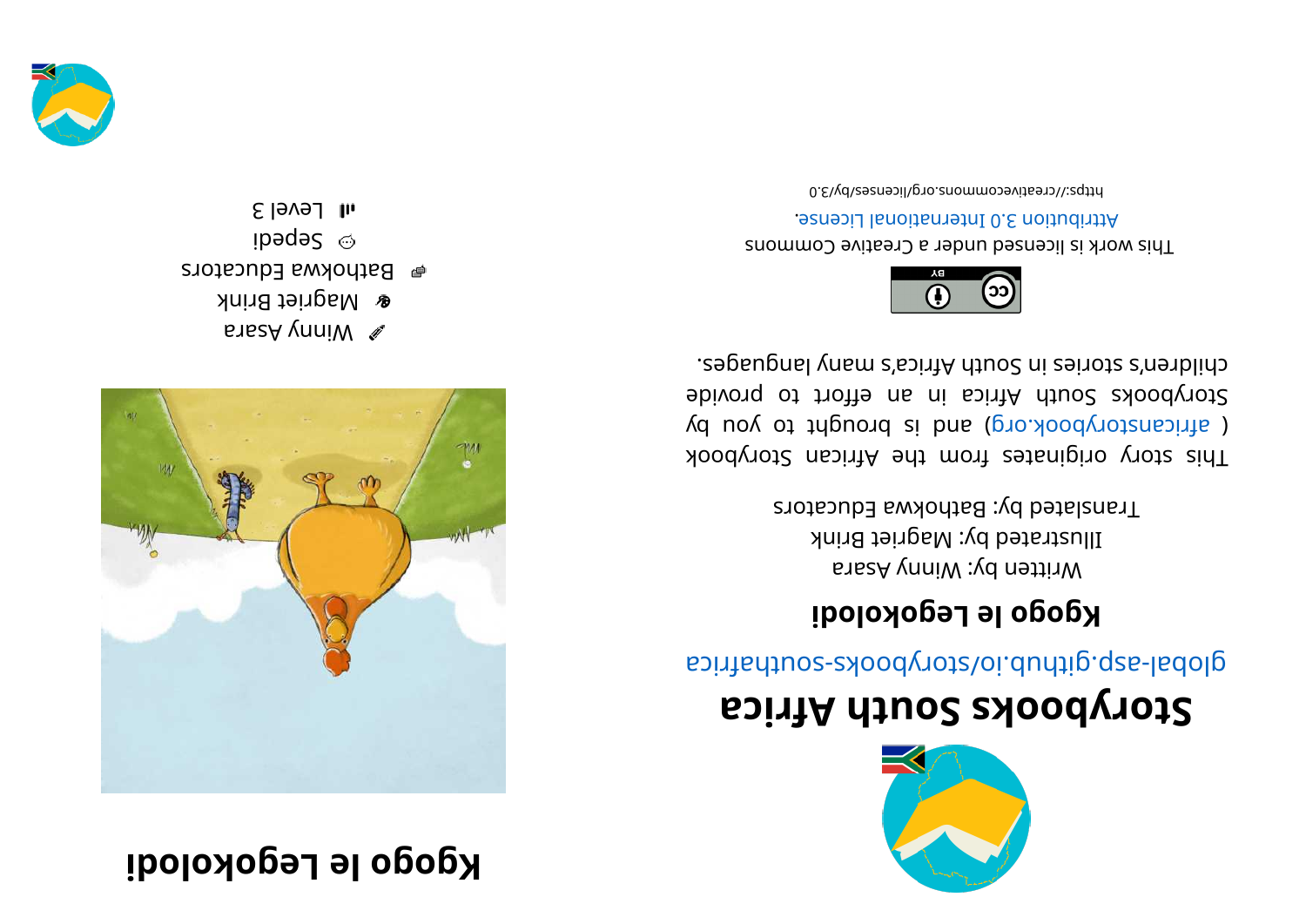# Kgogo le Legokolodi

Winny Asara
Magriet Brink
Bathokwa Educators
Sepedi
Level 3

# Storybooks South Africa

global-asp.github.io/storybooks-southafrica

## Kgogo le Legokolodi

Written by: Winny Asara
Illustrated by: Magriet Brink
Translated by: Bathokwa Educators

This story originates from the African Storybook ( africanstorybook.org ) and is brought to you by Storybooks South Africa in an effort to provide children's stories in South Africa's many languages.

This work is licensed under a Creative Commons Attribution 3.0 International License.

https://creativecommons.org/licenses/by/3.0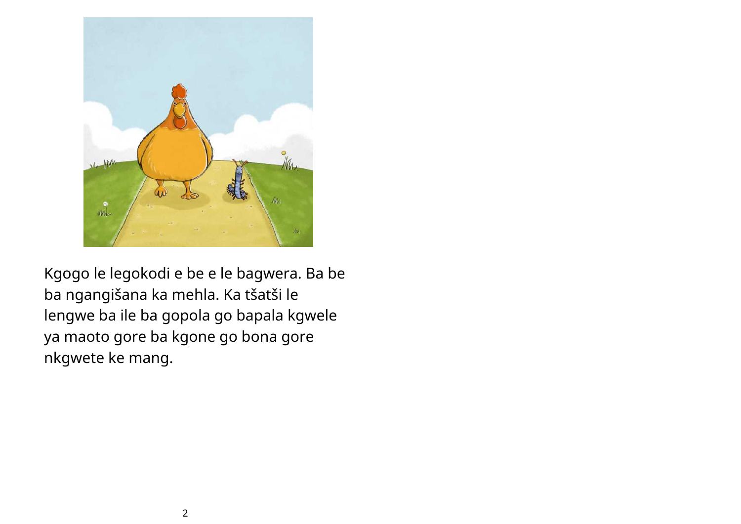Kgogo le legokodi e be e le bagwera. Ba be ba ngangišana ka mehla. Ka tšatši le lengwe ba ile ba gopola go bapala kgwele ya maoto gore ba kgone go bona gore nkgwete ke mang.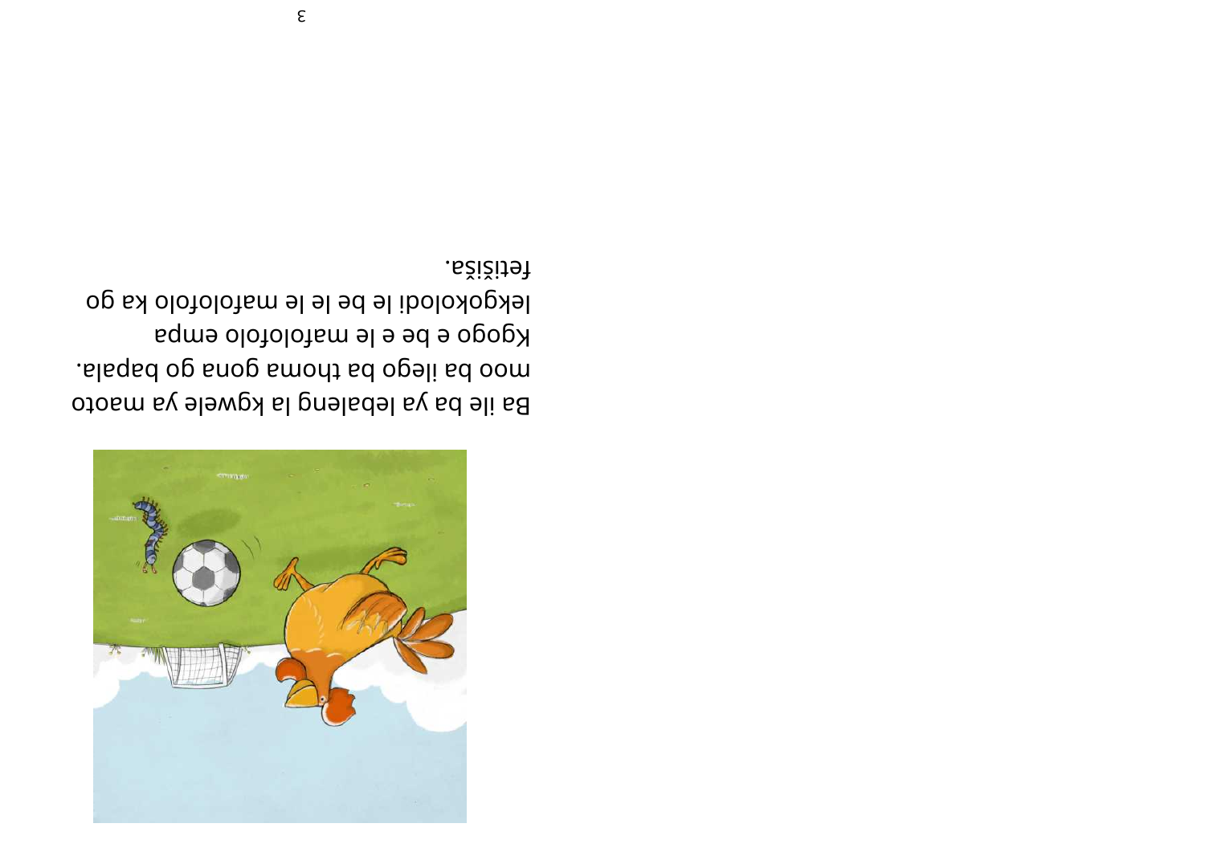Ba ile ba ya lebaleng la kgwele ya maoto moo ba ilego ba thoma gona go bapala. Kgogo e be e le mafolofolo empa lekgokolodi le be le le mafolofolo ka go fetišiša.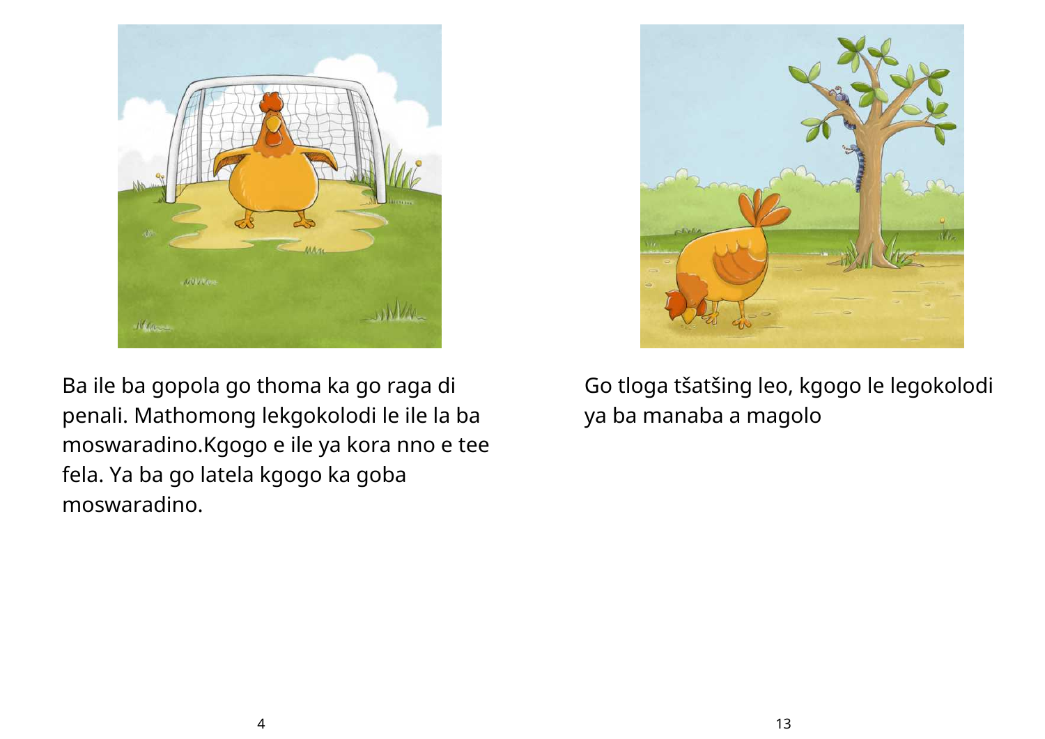Ba ile ba gopola go thoma ka go raga di penali. Mathomong lekgokolodi le ile la ba moswaradino.Kgogo e ile ya kora nno e tee fela. Ya ba go latela kgogo ka goba moswaradino.

Go tloga tšatšing leo, kgogo le legokolodi ya ba manaba a magolo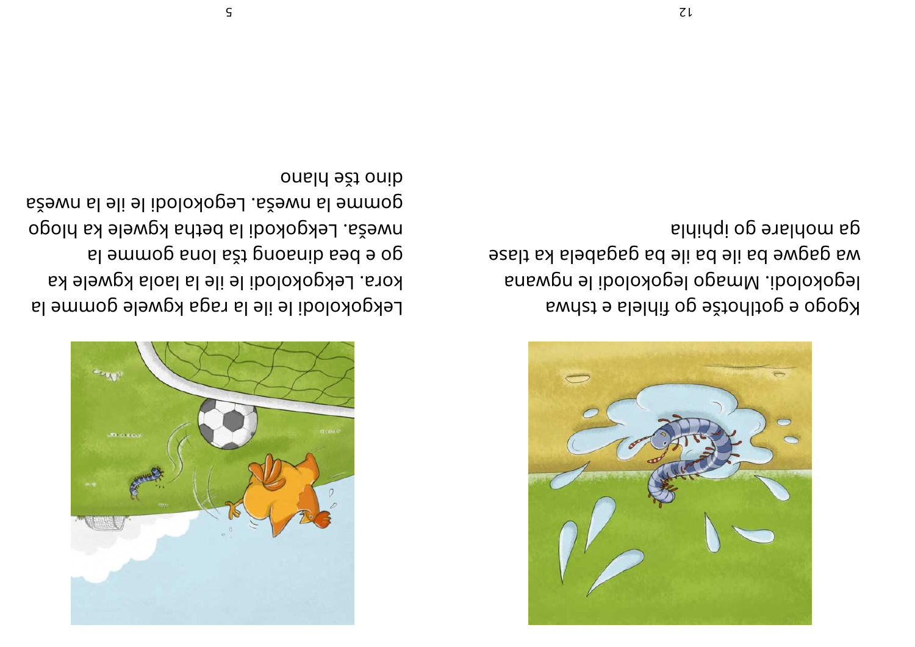Kgogo e gotlhotše go fihlela e tshwa legokolodi. Mmago legokolodi le ngwana wa gagwe ba ile ba gagabela ka tlase ga mohlare go iphihla

Lekgokolodi le ile la raga kgwele gomme la kora. Lekgokolodi le ile la laola kgwele ka go e bea dinaong tša lona gomme la nweša. Lekgokolodi la betha kgwele ka hlogo gomme la nweša. Legokolodi le ile la nweša dino tše hlano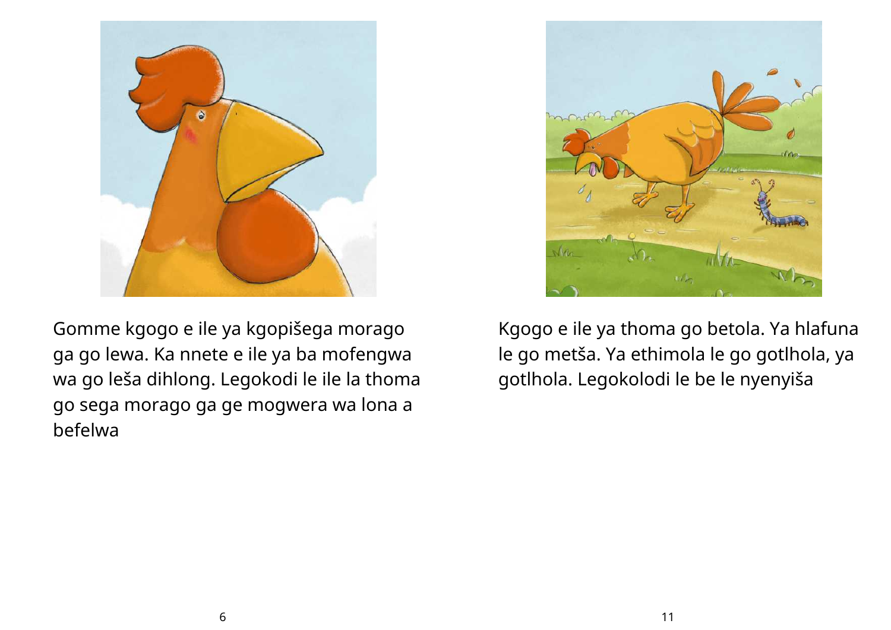Gomme kgogo e ile ya kgopišega morago ga go lewa. Ka nnete e ile ya ba mofengwa wa go leša dihlong. Legokodi le ile la thoma go sega morago ga ge mogwera wa lona a befelwa

Kgogo e ile ya thoma go betola. Ya hlafuna le go metša. Ya ethimola le go gotlhola, ya gotlhola. Legokolodi le be le nyenyiša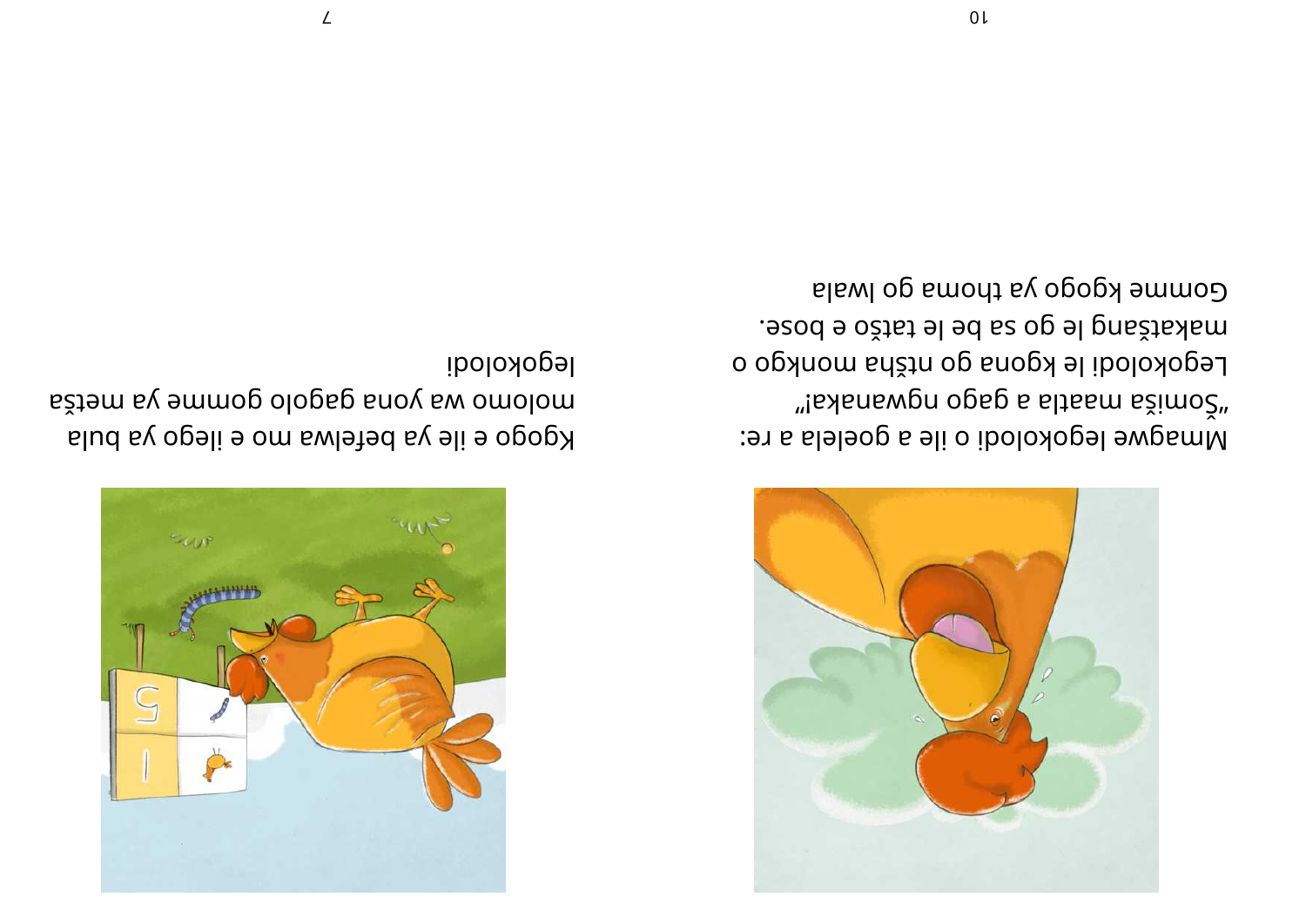Mmagwe legokolodi o ile a goelela a re:
"Šomišša maatla a gago ngwanaka!"
Legokolodi le kgona go ntšha monkgo o
makatšang le go sa be le tatšo e bose.
Gomme kgogo ya thoma go lwala

Kgogo e ile ya befelwa mo e ilego ya bula
molomo wa yona gagolo gomme ya metša
legokolodi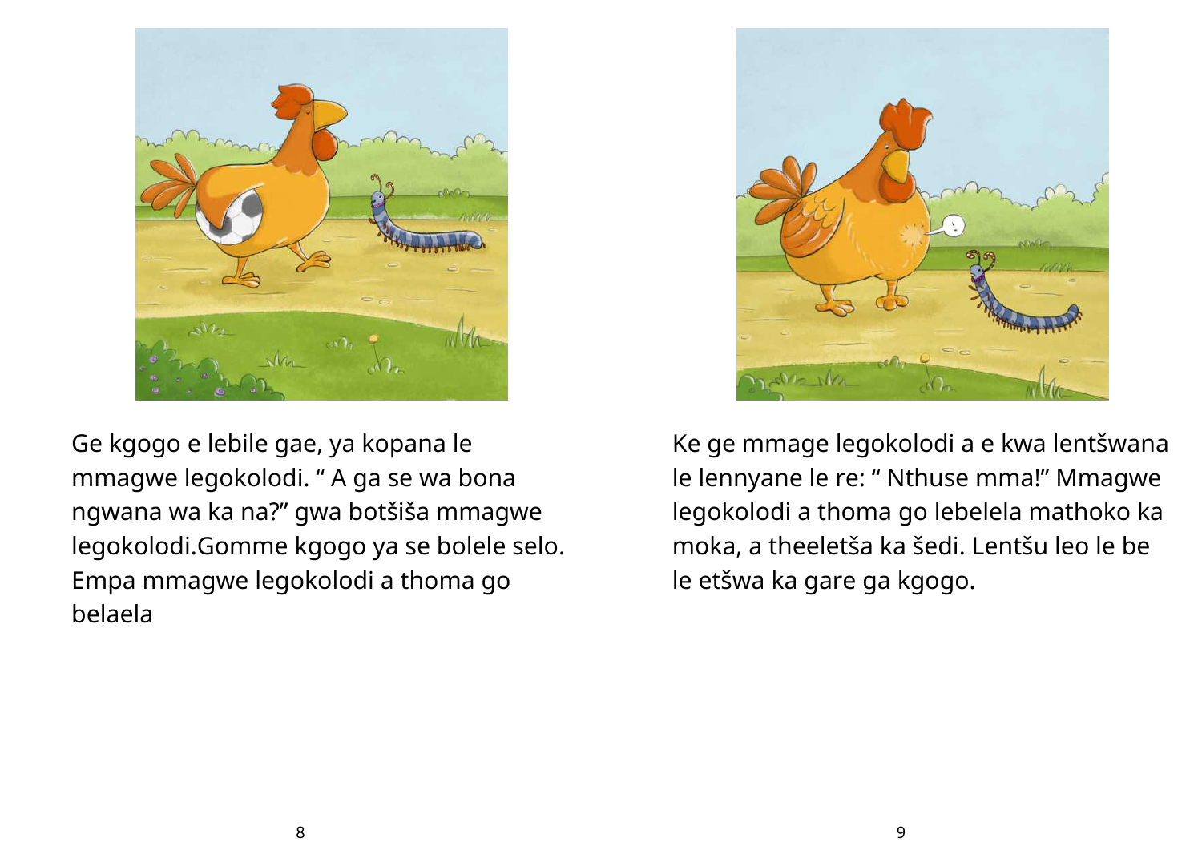Ge kgogo e lebile gae, ya kopana le mmagwe legokolodi. “ A ga se wa bona ngwana wa ka na?” gwa botšiša mmagwe legokolodi.Gomme kgogo ya se bolele selo. Empa mmagwe legokolodi a thoma go belaela

Ke ge mmage legokolodi a e kwa lentšwana le lennyane le re: “ Nthuse mma!” Mmagwe legokolodi a thoma go lebelela mathoko ka moka, a theeletša ka šedi. Lentšu leo le be le etšwa ka gare ga kgogo.